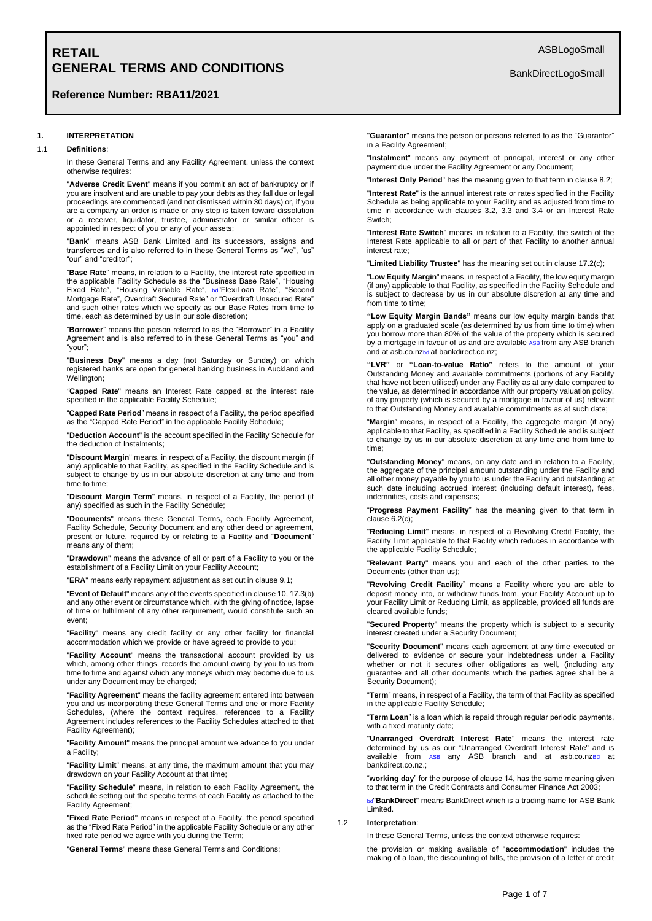# RETAIL GENERAL TERMS AND CONDITIONS

ASBLogoSmall

BankDirectLogoSmall

## Reference Number: RBA11/2021

### 1. INTERPRETATION

1.1 **Definitions**:

In these General Terms and any Facility Agreement, unless the context otherwise requires:

"**Adverse Credit Event**" means if you commit an act of bankruptcy or if you are insolvent and are unable to pay your debts as they fall due or legal proceedings are commenced (and not dismissed within 30 days) or, if you are a company an order is made or any step is taken toward dissolution or a receiver, liquidator, trustee, administrator or similar officer is appointed in respect of you or any of your assets;

"**Bank**" means ASB Bank Limited and its successors, assigns and transferees and is also referred to in these General Terms as "we", "us" "our" and "creditor";

"**Base Rate**" means, in relation to a Facility, the interest rate specified in the applicable Facility Schedule as the "Business Base Rate", "Housing Fixed Rate", "Housing Variable Rate", bd"FlexiLoan Rate", "Second Mortgage Rate", Overdraft Secured Rate" or "Overdraft Unsecured Rate" and such other rates which we specify as our Base Rates from time to time, each as determined by us in our sole discretion;

"**Borrower**" means the person referred to as the "Borrower" in a Facility Agreement and is also referred to in these General Terms as "you" and "your";

"**Business Day**" means a day (not Saturday or Sunday) on which registered banks are open for general banking business in Auckland and Wellington;

"**Capped Rate**" means an Interest Rate capped at the interest rate specified in the applicable Facility Schedule;

"**Capped Rate Period**" means in respect of a Facility, the period specified as the "Capped Rate Period" in the applicable Facility Schedule;

"**Deduction Account**" is the account specified in the Facility Schedule for the deduction of Instalments;

"**Discount Margin**" means, in respect of a Facility, the discount margin (if any) applicable to that Facility, as specified in the Facility Schedule and is subject to change by us in our absolute discretion at any time and from time to time;

"**Discount Margin Term**" means, in respect of a Facility, the period (if any) specified as such in the Facility Schedule;

"**Documents**" means these General Terms, each Facility Agreement, Facility Schedule, Security Document and any other deed or agreement, present or future, required by or relating to a Facility and "**Document**" means any of them;

"**Drawdown**" means the advance of all or part of a Facility to you or the establishment of a Facility Limit on your Facility Account;

"**ERA**" means early repayment adjustment as set out in clause 9.1;

"**Event of Default**" means any of the events specified in clause 10, 17.3(b) and any other event or circumstance which, with the giving of notice, lapse of time or fulfillment of any other requirement, would constitute such an event;

"**Facility**" means any credit facility or any other facility for financial accommodation which we provide or have agreed to provide to you;

"**Facility Account**" means the transactional account provided by us which, among other things, records the amount owing by you to us from time to time and against which any moneys which may become due to us under any Document may be charged;

"**Facility Agreement**" means the facility agreement entered into between you and us incorporating these General Terms and one or more Facility Schedules, (where the context requires, references to a Facility Agreement includes references to the Facility Schedules attached to that Facility Agreement);

"**Facility Amount**" means the principal amount we advance to you under a Facility;

"**Facility Limit**" means, at any time, the maximum amount that you may drawdown on your Facility Account at that time;

"**Facility Schedule**" means, in relation to each Facility Agreement, the schedule setting out the specific terms of each Facility as attached to the Facility Agreement;

"**Fixed Rate Period**" means in respect of a Facility, the period specified as the "Fixed Rate Period" in the applicable Facility Schedule or any other fixed rate period we agree with you during the Term;

"**General Terms**" means these General Terms and Conditions;

"**Guarantor**" means the person or persons referred to as the "Guarantor" in a Facility Agreement;

"**Instalment**" means any payment of principal, interest or any other payment due under the Facility Agreement or any Document;

"**Interest Only Period**" has the meaning given to that term in clause 8.2;

"**Interest Rate**" is the annual interest rate or rates specified in the Facility Schedule as being applicable to your Facility and as adjusted from time to time in accordance with clauses 3.2, 3.3 and 3.4 or an Interest Rate Switch;

"**Interest Rate Switch**" means, in relation to a Facility, the switch of the Interest Rate applicable to all or part of that Facility to another annual interest rate;

"**Limited Liability Trustee**" has the meaning set out in clause 17.2(c);

"**Low Equity Margin**" means, in respect of a Facility, the low equity margin (if any) applicable to that Facility, as specified in the Facility Schedule and is subject to decrease by us in our absolute discretion at any time and from time to time;

"**Low Equity Margin Bands"** means our low equity margin bands that apply on a graduated scale (as determined by us from time to time) when you borrow more than 80% of the value of the property which is secured by a mortgage in favour of us and are available ASB from any ASB branch and at asb.co.nzbd at bankdirect.co.nz;

**"LVR"** or **"Loan-to-value Ratio"** refers to the amount of your Outstanding Money and available commitments (portions of any Facility that have not been utilised) under any Facility as at any date compared to the value, as determined in accordance with our property valuation policy, of any property (which is secured by a mortgage in favour of us) relevant to that Outstanding Money and available commitments as at such date;

"**Margin**" means, in respect of a Facility, the aggregate margin (if any) applicable to that Facility, as specified in a Facility Schedule and is subject to change by us in our absolute discretion at any time and from time to time;

"**Outstanding Money**" means, on any date and in relation to a Facility, the aggregate of the principal amount outstanding under the Facility and all other money payable by you to us under the Facility and outstanding at such date including accrued interest (including default interest), fees, indemnities, costs and expenses;

"**Progress Payment Facility**" has the meaning given to that term in clause 6.2(c);

"**Reducing Limit**" means, in respect of a Revolving Credit Facility, the Facility Limit applicable to that Facility which reduces in accordance with the applicable Facility Schedule;

"**Relevant Party**" means you and each of the other parties to the Documents (other than us);

"**Revolving Credit Facility**" means a Facility where you are able to deposit money into, or withdraw funds from, your Facility Account up to your Facility Limit or Reducing Limit, as applicable, provided all funds are cleared available funds;

"**Secured Property**" means the property which is subject to a security interest created under a Security Document;

"**Security Document**" means each agreement at any time executed or delivered to evidence or secure your indebtedness under a Facility whether or not it secures other obligations as well, (including any guarantee and all other documents which the parties agree shall be a Security Document);

"**Term**" means, in respect of a Facility, the term of that Facility as specified in the applicable Facility Schedule;

"**Term Loan**" is a loan which is repaid through regular periodic payments, with a fixed maturity date;

"**Unarranged Overdraft Interest Rate**" means the interest rate determined by us as our "Unarranged Overdraft Interest Rate" and is available from ASB any ASB branch and at asb.co.nzBD at bankdirect.co.nz.;

"**working day**" for the purpose of clause 14, has the same meaning given to that term in the Credit Contracts and Consumer Finance Act 2003;

bd"**BankDirect**" means BankDirect which is a trading name for ASB Bank Limited.

1.2 **Interpretation**:

In these General Terms, unless the context otherwise requires:

the provision or making available of "**accommodation**" includes the making of a loan, the discounting of bills, the provision of a letter of credit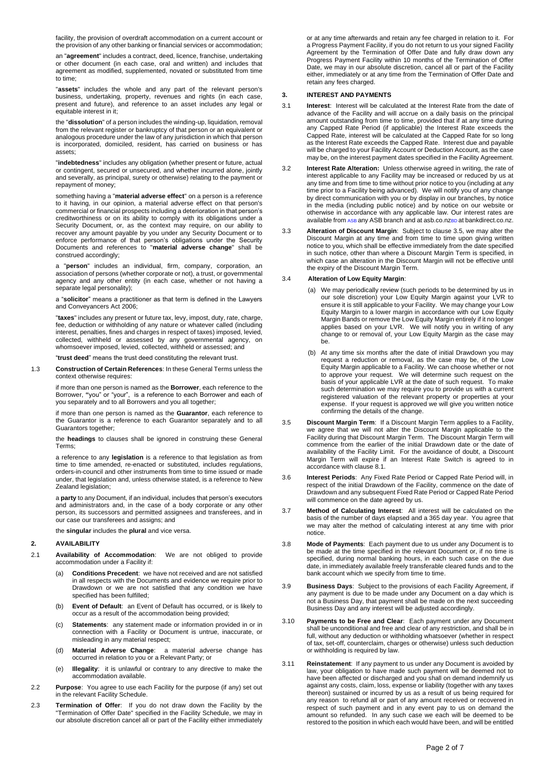facility, the provision of overdraft accommodation on a current account or the provision of any other banking or financial services or accommodation;

an "**agreement**" includes a contract, deed, licence, franchise, undertaking or other document (in each case, oral and written) and includes that agreement as modified, supplemented, novated or substituted from time to time;

"**assets**" includes the whole and any part of the relevant person's business, undertaking, property, revenues and rights (in each case, present and future), and reference to an asset includes any legal or equitable interest in it;

the "**dissolution**" of a person includes the winding-up, liquidation, removal from the relevant register or bankruptcy of that person or an equivalent or analogous procedure under the law of any jurisdiction in which that person is incorporated, domiciled, resident, has carried on business or has assets;

"**indebtedness**" includes any obligation (whether present or future, actual or contingent, secured or unsecured, and whether incurred alone, jointly and severally, as principal, surety or otherwise) relating to the payment or repayment of money;

something having a "**material adverse effect**" on a person is a reference to it having, in our opinion, a material adverse effect on that person's commercial or financial prospects including a deterioration in that person's creditworthiness or on its ability to comply with its obligations under a Security Document, or, as the context may require, on our ability to recover any amount payable by you under any Security Document or to enforce performance of that person's obligations under the Security Documents and references to "**material adverse change**" shall be construed accordingly;

a "**person**" includes an individual, firm, company, corporation, an association of persons (whether corporate or not), a trust, or governmental agency and any other entity (in each case, whether or not having a separate legal personality);

a "**solicitor**" means a practitioner as that term is defined in the Lawyers and Conveyancers Act 2006;

"**taxes**" includes any present or future tax, levy, impost, duty, rate, charge, fee, deduction or withholding of any nature or whatever called (including interest, penalties, fines and charges in respect of taxes) imposed, levied, collected, withheld or assessed by any governmental agency, on whomsoever imposed, levied, collected, withheld or assessed; and

"**trust deed**" means the trust deed constituting the relevant trust.

1.3 **Construction of Certain References**: In these General Terms unless the context otherwise requires:

if more than one person is named as the **Borrower**, each reference to the Borrower, "you" or "your", is a reference to each Borrower and each of you separately and to all Borrowers and you all together;

if more than one person is named as the **Guarantor**, each reference to the Guarantor is a reference to each Guarantor separately and to all Guarantors together;

the **headings** to clauses shall be ignored in construing these General Terms;

a reference to any **legislation** is a reference to that legislation as from time to time amended, re-enacted or substituted, includes regulations, orders-in-council and other instruments from time to time issued or made under, that legislation and, unless otherwise stated, is a reference to New Zealand legislation;

a **party** to any Document, if an individual, includes that person's executors and administrators and, in the case of a body corporate or any other person, its successors and permitted assignees and transferees, and in our case our transferees and assigns; and

the **singular** includes the **plural** and vice versa.

## 2. AVAILABILITY

2.1 **Availability of Accommodation**: We are not obliged to provide accommodation under a Facility if:

(a) **Conditions Precedent**: we have not received and are not satisfied in all respects with the Documents and evidence we require prior to Drawdown or we are not satisfied that any condition we have specified has been fulfilled;

(b) **Event of Default**: an Event of Default has occurred, or is likely to occur as a result of the accommodation being provided;

(c) **Statements**: any statement made or information provided in or in connection with a Facility or Document is untrue, inaccurate, or misleading in any material respect;

(d) **Material Adverse Change**: a material adverse change has occurred in relation to you or a Relevant Party; or

(e) **Illegality**: it is unlawful or contrary to any directive to make the accommodation available.

2.2 **Purpose**: You agree to use each Facility for the purpose (if any) set out in the relevant Facility Schedule.

2.3 **Termination of Offer**: If you do not draw down the Facility by the "Termination of Offer Date" specified in the Facility Schedule, we may in our absolute discretion cancel all or part of the Facility either immediately or at any time afterwards and retain any fee charged in relation to it. For a Progress Payment Facility, if you do not return to us your signed Facility Agreement by the Termination of Offer Date and fully draw down any Progress Payment Facility within 10 months of the Termination of Offer Date, we may in our absolute discretion, cancel all or part of the Facility either, immediately or at any time from the Termination of Offer Date and retain any fees charged.

## 3. INTEREST AND PAYMENTS

3.1 **Interest**: Interest will be calculated at the Interest Rate from the date of advance of the Facility and will accrue on a daily basis on the principal amount outstanding from time to time, provided that if at any time during any Capped Rate Period (if applicable) the Interest Rate exceeds the Capped Rate, interest will be calculated at the Capped Rate for so long as the Interest Rate exceeds the Capped Rate. Interest due and payable will be charged to your Facility Account or Deduction Account, as the case may be, on the interest payment dates specified in the Facility Agreement.

3.2 **Interest Rate Alteration:** Unless otherwise agreed in writing, the rate of interest applicable to any Facility may be increased or reduced by us at any time and from time to time without prior notice to you (including at any time prior to a Facility being advanced). We will notify you of any change by direct communication with you or by display in our branches, by notice in the media (including public notice) and by notice on our website or otherwise in accordance with any applicable law. Our interest rates are available from ASB any ASB branch and at asb.co.nzBD at bankdirect.co.nz.

3.3 **Alteration of Discount Margin**: Subject to clause 3.5, we may alter the Discount Margin at any time and from time to time upon giving written notice to you, which shall be effective immediately from the date specified in such notice, other than where a Discount Margin Term is specified, in which case an alteration in the Discount Margin will not be effective until the expiry of the Discount Margin Term.

3.4 **Alteration of Low Equity Margin**:

(a) We may periodically review (such periods to be determined by us in our sole discretion) your Low Equity Margin against your LVR to ensure it is still applicable to your Facility. We may change your Low Equity Margin to a lower margin in accordance with our Low Equity Margin Bands or remove the Low Equity Margin entirely if it no longer applies based on your LVR. We will notify you in writing of any change to or removal of, your Low Equity Margin as the case may be.

(b) At any time six months after the date of initial Drawdown you may request a reduction or removal, as the case may be, of the Low Equity Margin applicable to a Facility. We can choose whether or not to approve your request. We will determine such request on the basis of your applicable LVR at the date of such request. To make such determination we may require you to provide us with a current registered valuation of the relevant property or properties at your expense. If your request is approved we will give you written notice confirming the details of the change.

3.5 **Discount Margin Term**: If a Discount Margin Term applies to a Facility, we agree that we will not alter the Discount Margin applicable to the Facility during that Discount Margin Term. The Discount Margin Term will commence from the earlier of the initial Drawdown date or the date of availability of the Facility Limit. For the avoidance of doubt, a Discount Margin Term will expire if an Interest Rate Switch is agreed to in accordance with clause 8.1.

3.6 **Interest Periods**: Any Fixed Rate Period or Capped Rate Period will, in respect of the initial Drawdown of the Facility, commence on the date of Drawdown and any subsequent Fixed Rate Period or Capped Rate Period will commence on the date agreed by us.

3.7 **Method of Calculating Interest**: All interest will be calculated on the basis of the number of days elapsed and a 365 day year. You agree that we may alter the method of calculating interest at any time with prior notice.

3.8 **Mode of Payments**: Each payment due to us under any Document is to be made at the time specified in the relevant Document or, if no time is specified, during normal banking hours, in each such case on the due date, in immediately available freely transferable cleared funds and to the bank account which we specify from time to time.

3.9 **Business Days**: Subject to the provisions of each Facility Agreement, if any payment is due to be made under any Document on a day which is not a Business Day, that payment shall be made on the next succeeding Business Day and any interest will be adjusted accordingly.

3.10 **Payments to be Free and Clear**: Each payment under any Document shall be unconditional and free and clear of any restriction, and shall be in full, without any deduction or withholding whatsoever (whether in respect of tax, set-off, counterclaim, charges or otherwise) unless such deduction or withholding is required by law.

3.11 **Reinstatement**: If any payment to us under any Document is avoided by law, your obligation to have made such payment will be deemed not to have been affected or discharged and you shall on demand indemnify us against any costs, claim, loss, expense or liability (together with any taxes thereon) sustained or incurred by us as a result of us being required for any reason to refund all or part of any amount received or recovered in respect of such payment and in any event pay to us on demand the amount so refunded. In any such case we each will be deemed to be restored to the position in which each would have been, and will be entitled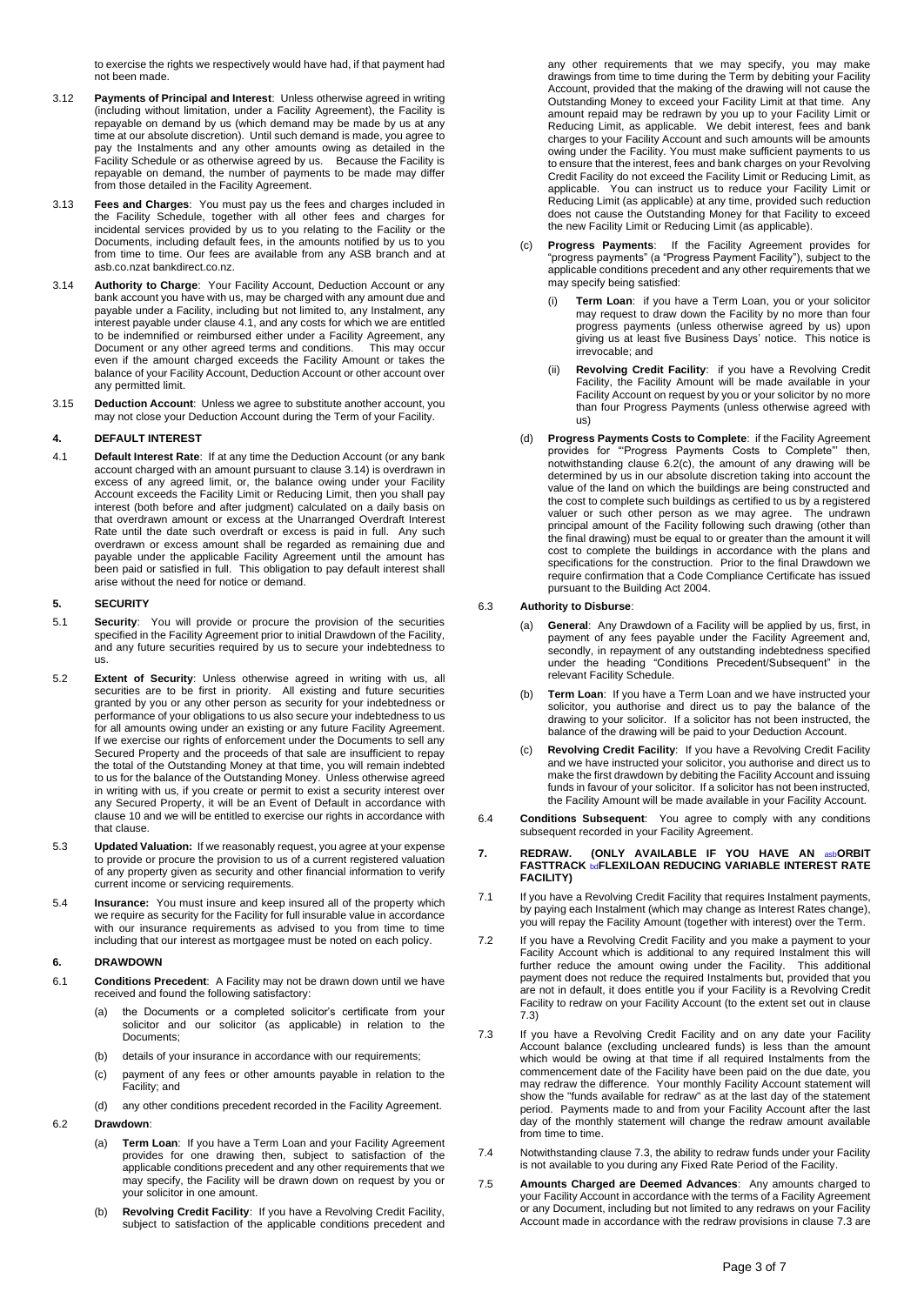to exercise the rights we respectively would have had, if that payment had not been made.

3.12 **Payments of Principal and Interest**: Unless otherwise agreed in writing (including without limitation, under a Facility Agreement), the Facility is repayable on demand by us (which demand may be made by us at any time at our absolute discretion). Until such demand is made, you agree to pay the Instalments and any other amounts owing as detailed in the Facility Schedule or as otherwise agreed by us. Because the Facility is repayable on demand, the number of payments to be made may differ from those detailed in the Facility Agreement.

3.13 **Fees and Charges**: You must pay us the fees and charges included in the Facility Schedule, together with all other fees and charges for incidental services provided by us to you relating to the Facility or the Documents, including default fees, in the amounts notified by us to you from time to time. Our fees are available from any ASB branch and at asb.co.nzat bankdirect.co.nz.

3.14 **Authority to Charge**: Your Facility Account, Deduction Account or any bank account you have with us, may be charged with any amount due and payable under a Facility, including but not limited to, any Instalment, any interest payable under clause 4.1, and any costs for which we are entitled to be indemnified or reimbursed either under a Facility Agreement, any Document or any other agreed terms and conditions. This may occur even if the amount charged exceeds the Facility Amount or takes the balance of your Facility Account, Deduction Account or other account over any permitted limit.

3.15 **Deduction Account**: Unless we agree to substitute another account, you may not close your Deduction Account during the Term of your Facility.

## 4. DEFAULT INTEREST

4.1 **Default Interest Rate**: If at any time the Deduction Account (or any bank account charged with an amount pursuant to clause 3.14) is overdrawn in excess of any agreed limit, or, the balance owing under your Facility Account exceeds the Facility Limit or Reducing Limit, then you shall pay interest (both before and after judgment) calculated on a daily basis on that overdrawn amount or excess at the Unarranged Overdraft Interest Rate until the date such overdraft or excess is paid in full. Any such overdrawn or excess amount shall be regarded as remaining due and payable under the applicable Facility Agreement until the amount has been paid or satisfied in full. This obligation to pay default interest shall arise without the need for notice or demand.

## 5. SECURITY

5.1 **Security**: You will provide or procure the provision of the securities specified in the Facility Agreement prior to initial Drawdown of the Facility, and any future securities required by us to secure your indebtedness to us.

5.2 **Extent of Security**: Unless otherwise agreed in writing with us, all securities are to be first in priority. All existing and future securities granted by you or any other person as security for your indebtedness or performance of your obligations to us also secure your indebtedness to us for all amounts owing under an existing or any future Facility Agreement. If we exercise our rights of enforcement under the Documents to sell any Secured Property and the proceeds of that sale are insufficient to repay the total of the Outstanding Money at that time, you will remain indebted to us for the balance of the Outstanding Money. Unless otherwise agreed in writing with us, if you create or permit to exist a security interest over any Secured Property, it will be an Event of Default in accordance with clause 10 and we will be entitled to exercise our rights in accordance with that clause.

5.3 **Updated Valuation:** If we reasonably request, you agree at your expense to provide or procure the provision to us of a current registered valuation of any property given as security and other financial information to verify current income or servicing requirements.

5.4 **Insurance:** You must insure and keep insured all of the property which we require as security for the Facility for full insurable value in accordance with our insurance requirements as advised to you from time to time including that our interest as mortgagee must be noted on each policy.

## 6. DRAWDOWN

6.1 **Conditions Precedent**: A Facility may not be drawn down until we have received and found the following satisfactory:

(a) the Documents or a completed solicitor's certificate from your solicitor and our solicitor (as applicable) in relation to the Documents;

(b) details of your insurance in accordance with our requirements;

(c) payment of any fees or other amounts payable in relation to the Facility; and

(d) any other conditions precedent recorded in the Facility Agreement.

6.2 **Drawdown**:

(a) **Term Loan**: If you have a Term Loan and your Facility Agreement provides for one drawing then, subject to satisfaction of the applicable conditions precedent and any other requirements that we may specify, the Facility will be drawn down on request by you or your solicitor in one amount.

(b) **Revolving Credit Facility**: If you have a Revolving Credit Facility, subject to satisfaction of the applicable conditions precedent and any other requirements that we may specify, you may make drawings from time to time during the Term by debiting your Facility Account, provided that the making of the drawing will not cause the Outstanding Money to exceed your Facility Limit at that time. Any amount repaid may be redrawn by you up to your Facility Limit or Reducing Limit, as applicable. We debit interest, fees and bank charges to your Facility Account and such amounts will be amounts owing under the Facility. You must make sufficient payments to us to ensure that the interest, fees and bank charges on your Revolving Credit Facility do not exceed the Facility Limit or Reducing Limit, as applicable. You can instruct us to reduce your Facility Limit or Reducing Limit (as applicable) at any time, provided such reduction does not cause the Outstanding Money for that Facility to exceed the new Facility Limit or Reducing Limit (as applicable).

(c) **Progress Payments**: If the Facility Agreement provides for "progress payments" (a "Progress Payment Facility"), subject to the applicable conditions precedent and any other requirements that we may specify being satisfied:

(i) **Term Loan**: if you have a Term Loan, you or your solicitor may request to draw down the Facility by no more than four progress payments (unless otherwise agreed by us) upon giving us at least five Business Days' notice. This notice is irrevocable; and

(ii) **Revolving Credit Facility**: if you have a Revolving Credit Facility, the Facility Amount will be made available in your Facility Account on request by you or your solicitor by no more than four Progress Payments (unless otherwise agreed with us)

(d) **Progress Payments Costs to Complete**: if the Facility Agreement provides for "'Progress Payments Costs to Complete'" then, notwithstanding clause 6.2(c), the amount of any drawing will be determined by us in our absolute discretion taking into account the value of the land on which the buildings are being constructed and the cost to complete such buildings as certified to us by a registered valuer or such other person as we may agree. The undrawn principal amount of the Facility following such drawing (other than the final drawing) must be equal to or greater than the amount it will cost to complete the buildings in accordance with the plans and specifications for the construction. Prior to the final Drawdown we require confirmation that a Code Compliance Certificate has issued pursuant to the Building Act 2004.

6.3 **Authority to Disburse**:

(a) **General**: Any Drawdown of a Facility will be applied by us, first, in payment of any fees payable under the Facility Agreement and, secondly, in repayment of any outstanding indebtedness specified under the heading "Conditions Precedent/Subsequent" in the relevant Facility Schedule.

(b) **Term Loan**: If you have a Term Loan and we have instructed your solicitor, you authorise and direct us to pay the balance of the drawing to your solicitor. If a solicitor has not been instructed, the balance of the drawing will be paid to your Deduction Account.

(c) **Revolving Credit Facility**: If you have a Revolving Credit Facility and we have instructed your solicitor, you authorise and direct us to make the first drawdown by debiting the Facility Account and issuing funds in favour of your solicitor. If a solicitor has not been instructed, the Facility Amount will be made available in your Facility Account.

6.4 **Conditions Subsequent**: You agree to comply with any conditions subsequent recorded in your Facility Agreement.

## 7. REDRAW. (ONLY AVAILABLE IF YOU HAVE AN asbORBIT FASTTRACK bdFLEXILOAN REDUCING VARIABLE INTEREST RATE FACILITY)

7.1 If you have a Revolving Credit Facility that requires Instalment payments, by paying each Instalment (which may change as Interest Rates change), you will repay the Facility Amount (together with interest) over the Term.

7.2 If you have a Revolving Credit Facility and you make a payment to your Facility Account which is additional to any required Instalment this will further reduce the amount owing under the Facility. This additional payment does not reduce the required Instalments but, provided that you are not in default, it does entitle you if your Facility is a Revolving Credit Facility to redraw on your Facility Account (to the extent set out in clause 7.3)

7.3 If you have a Revolving Credit Facility and on any date your Facility Account balance (excluding uncleared funds) is less than the amount which would be owing at that time if all required Instalments from the commencement date of the Facility have been paid on the due date, you may redraw the difference. Your monthly Facility Account statement will show the "funds available for redraw" as at the last day of the statement period. Payments made to and from your Facility Account after the last day of the monthly statement will change the redraw amount available from time to time.

7.4 Notwithstanding clause 7.3, the ability to redraw funds under your Facility is not available to you during any Fixed Rate Period of the Facility.

7.5 **Amounts Charged are Deemed Advances**: Any amounts charged to your Facility Account in accordance with the terms of a Facility Agreement or any Document, including but not limited to any redraws on your Facility Account made in accordance with the redraw provisions in clause 7.3 are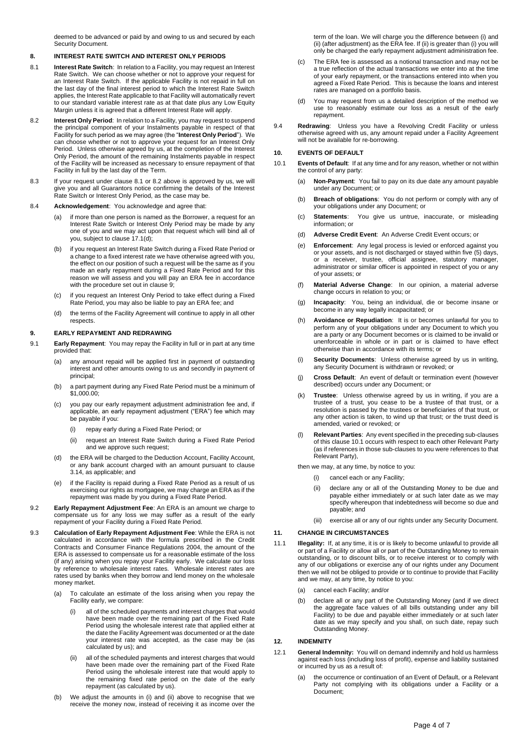deemed to be advanced or paid by and owing to us and secured by each Security Document.

## 8. INTEREST RATE SWITCH AND INTEREST ONLY PERIODS

8.1 **Interest Rate Switch**: In relation to a Facility, you may request an Interest Rate Switch. We can choose whether or not to approve your request for an Interest Rate Switch. If the applicable Facility is not repaid in full on the last day of the final interest period to which the Interest Rate Switch applies, the Interest Rate applicable to that Facility will automatically revert to our standard variable interest rate as at that date plus any Low Equity Margin unless it is agreed that a different Interest Rate will apply.

8.2 **Interest Only Period**: In relation to a Facility, you may request to suspend the principal component of your Instalments payable in respect of that Facility for such period as we may agree (the "**Interest Only Period**"). We can choose whether or not to approve your request for an Interest Only Period. Unless otherwise agreed by us, at the completion of the Interest Only Period, the amount of the remaining Instalments payable in respect of the Facility will be increased as necessary to ensure repayment of that Facility in full by the last day of the Term.

8.3 If your request under clause 8.1 or 8.2 above is approved by us, we will give you and all Guarantors notice confirming the details of the Interest Rate Switch or Interest Only Period, as the case may be.

8.4 **Acknowledgement**: You acknowledge and agree that:

(a) if more than one person is named as the Borrower, a request for an Interest Rate Switch or Interest Only Period may be made by any one of you and we may act upon that request which will bind all of you, subject to clause 17.1(d);

(b) if you request an Interest Rate Switch during a Fixed Rate Period or a change to a fixed interest rate we have otherwise agreed with you, the effect on our position of such a request will be the same as if you made an early repayment during a Fixed Rate Period and for this reason we will assess and you will pay an ERA fee in accordance with the procedure set out in clause 9;

(c) if you request an Interest Only Period to take effect during a Fixed Rate Period, you may also be liable to pay an ERA fee; and

(d) the terms of the Facility Agreement will continue to apply in all other respects.

## 9. EARLY REPAYMENT AND REDRAWING

9.1 **Early Repayment**: You may repay the Facility in full or in part at any time provided that:

(a) any amount repaid will be applied first in payment of outstanding interest and other amounts owing to us and secondly in payment of principal;

(b) a part payment during any Fixed Rate Period must be a minimum of $1,000.00;

(c) you pay our early repayment adjustment administration fee and, if applicable, an early repayment adjustment ("ERA") fee which may be payable if you:

(i) repay early during a Fixed Rate Period; or

(ii) request an Interest Rate Switch during a Fixed Rate Period and we approve such request;

(d) the ERA will be charged to the Deduction Account, Facility Account, or any bank account charged with an amount pursuant to clause 3.14, as applicable; and

(e) if the Facility is repaid during a Fixed Rate Period as a result of us exercising our rights as mortgagee, we may charge an ERA as if the repayment was made by you during a Fixed Rate Period.

9.2 **Early Repayment Adjustment Fee**: An ERA is an amount we charge to compensate us for any loss we may suffer as a result of the early repayment of your Facility during a Fixed Rate Period.

9.3 **Calculation of Early Repayment Adjustment Fee**: While the ERA is not calculated in accordance with the formula prescribed in the Credit Contracts and Consumer Finance Regulations 2004, the amount of the ERA is assessed to compensate us for a reasonable estimate of the loss (if any) arising when you repay your Facility early. We calculate our loss by reference to wholesale interest rates. Wholesale interest rates are rates used by banks when they borrow and lend money on the wholesale money market.

(a) To calculate an estimate of the loss arising when you repay the Facility early, we compare:

(i) all of the scheduled payments and interest charges that would have been made over the remaining part of the Fixed Rate Period using the wholesale interest rate that applied either at the date the Facility Agreement was documented or at the date your interest rate was accepted, as the case may be (as calculated by us); and

(ii) all of the scheduled payments and interest charges that would have been made over the remaining part of the Fixed Rate Period using the wholesale interest rate that would apply to the remaining fixed rate period on the date of the early repayment (as calculated by us).

(b) We adjust the amounts in (i) and (ii) above to recognise that we receive the money now, instead of receiving it as income over the term of the loan. We will charge you the difference between (i) and (ii) (after adjustment) as the ERA fee. If (ii) is greater than (i) you will only be charged the early repayment adjustment administration fee.

(c) The ERA fee is assessed as a notional transaction and may not be a true reflection of the actual transactions we enter into at the time of your early repayment, or the transactions entered into when you agreed a Fixed Rate Period. This is because the loans and interest rates are managed on a portfolio basis.

(d) You may request from us a detailed description of the method we use to reasonably estimate our loss as a result of the early repayment.

9.4 **Redrawing**: Unless you have a Revolving Credit Facility or unless otherwise agreed with us, any amount repaid under a Facility Agreement will not be available for re-borrowing.

## 10. EVENTS OF DEFAULT

10.1 **Events of Default**: If at any time and for any reason, whether or not within the control of any party:

(a) **Non-Payment**: You fail to pay on its due date any amount payable under any Document; or

(b) **Breach of obligations**: You do not perform or comply with any of your obligations under any Document; or

(c) **Statements**: You give us untrue, inaccurate, or misleading information; or

(d) **Adverse Credit Event**: An Adverse Credit Event occurs; or

(e) **Enforcement**: Any legal process is levied or enforced against you or your assets, and is not discharged or stayed within five (5) days, or a receiver, trustee, official assignee, statutory manager, administrator or similar officer is appointed in respect of you or any of your assets; or

(f) **Material Adverse Change**: In our opinion, a material adverse change occurs in relation to you; or

(g) **Incapacity**: You, being an individual, die or become insane or become in any way legally incapacitated; or

(h) **Avoidance or Repudiation**: It is or becomes unlawful for you to perform any of your obligations under any Document to which you are a party or any Document becomes or is claimed to be invalid or unenforceable in whole or in part or is claimed to have effect otherwise than in accordance with its terms; or

(i) **Security Documents**: Unless otherwise agreed by us in writing, any Security Document is withdrawn or revoked; or

(j) **Cross Default**: An event of default or termination event (however described) occurs under any Document; or

(k) **Trustee**: Unless otherwise agreed by us in writing, if you are a trustee of a trust, you cease to be a trustee of that trust, or a resolution is passed by the trustees or beneficiaries of that trust, or any other action is taken, to wind up that trust; or the trust deed is amended, varied or revoked; or

(l) **Relevant Parties**: Any event specified in the preceding sub-clauses of this clause 10.1 occurs with respect to each other Relevant Party (as if references in those sub-clauses to you were references to that Relevant Party),

then we may, at any time, by notice to you:

(i) cancel each or any Facility;

(ii) declare any or all of the Outstanding Money to be due and payable either immediately or at such later date as we may specify whereupon that indebtedness will become so due and payable; and

(iii) exercise all or any of our rights under any Security Document.

## 11. CHANGE IN CIRCUMSTANCES

11.1 **Illegality:** If, at any time, it is or is likely to become unlawful to provide all or part of a Facility or allow all or part of the Outstanding Money to remain outstanding, or to discount bills, or to receive interest or to comply with any of our obligations or exercise any of our rights under any Document then we will not be obliged to provide or to continue to provide that Facility and we may, at any time, by notice to you:

(a) cancel each Facility; and/or

(b) declare all or any part of the Outstanding Money (and if we direct the aggregate face values of all bills outstanding under any bill Facility) to be due and payable either immediately or at such later date as we may specify and you shall, on such date, repay such Outstanding Money.

## 12. INDEMNITY

12.1 **General Indemnity:** You will on demand indemnify and hold us harmless against each loss (including loss of profit), expense and liability sustained or incurred by us as a result of:

(a) the occurrence or continuation of an Event of Default, or a Relevant Party not complying with its obligations under a Facility or a Document;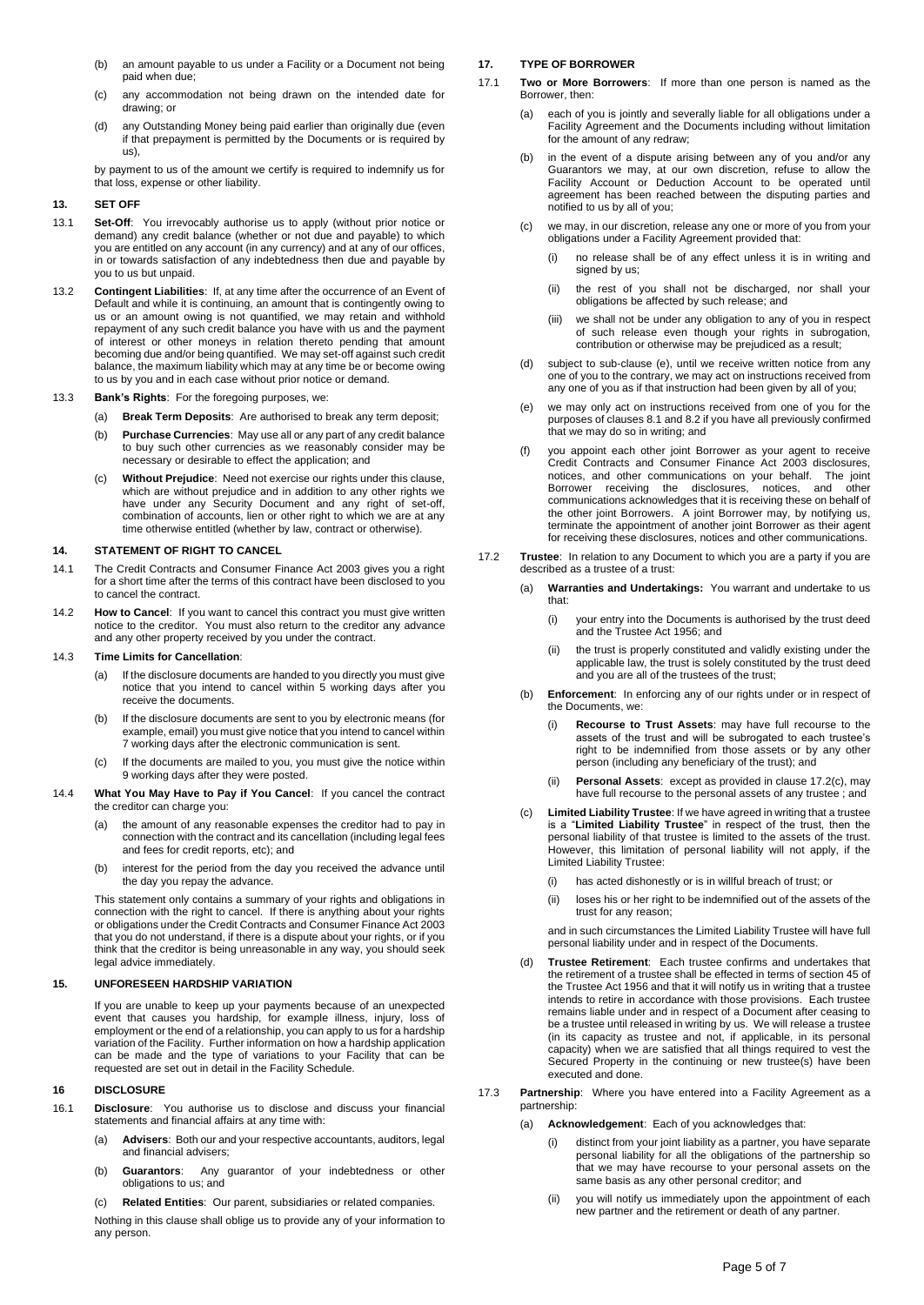(b) an amount payable to us under a Facility or a Document not being paid when due;

(c) any accommodation not being drawn on the intended date for drawing; or

(d) any Outstanding Money being paid earlier than originally due (even if that prepayment is permitted by the Documents or is required by us),

by payment to us of the amount we certify is required to indemnify us for that loss, expense or other liability.

## 13. SET OFF

13.1 **Set-Off**: You irrevocably authorise us to apply (without prior notice or demand) any credit balance (whether or not due and payable) to which you are entitled on any account (in any currency) and at any of our offices, in or towards satisfaction of any indebtedness then due and payable by you to us but unpaid.

13.2 **Contingent Liabilities**: If, at any time after the occurrence of an Event of Default and while it is continuing, an amount that is contingently owing to us or an amount owing is not quantified, we may retain and withhold repayment of any such credit balance you have with us and the payment of interest or other moneys in relation thereto pending that amount becoming due and/or being quantified. We may set-off against such credit balance, the maximum liability which may at any time be or become owing to us by you and in each case without prior notice or demand.

13.3 **Bank's Rights**: For the foregoing purposes, we:

(a) **Break Term Deposits**: Are authorised to break any term deposit;

(b) **Purchase Currencies**: May use all or any part of any credit balance to buy such other currencies as we reasonably consider may be necessary or desirable to effect the application; and

(c) **Without Prejudice**: Need not exercise our rights under this clause, which are without prejudice and in addition to any other rights we have under any Security Document and any right of set-off, combination of accounts, lien or other right to which we are at any time otherwise entitled (whether by law, contract or otherwise).

## 14. STATEMENT OF RIGHT TO CANCEL

14.1 The Credit Contracts and Consumer Finance Act 2003 gives you a right for a short time after the terms of this contract have been disclosed to you to cancel the contract.

14.2 **How to Cancel**: If you want to cancel this contract you must give written notice to the creditor. You must also return to the creditor any advance and any other property received by you under the contract.

14.3 **Time Limits for Cancellation**:

(a) If the disclosure documents are handed to you directly you must give notice that you intend to cancel within 5 working days after you receive the documents.

(b) If the disclosure documents are sent to you by electronic means (for example, email) you must give notice that you intend to cancel within 7 working days after the electronic communication is sent.

(c) If the documents are mailed to you, you must give the notice within 9 working days after they were posted.

14.4 **What You May Have to Pay if You Cancel**: If you cancel the contract the creditor can charge you:

(a) the amount of any reasonable expenses the creditor had to pay in connection with the contract and its cancellation (including legal fees and fees for credit reports, etc); and

(b) interest for the period from the day you received the advance until the day you repay the advance.

This statement only contains a summary of your rights and obligations in connection with the right to cancel. If there is anything about your rights or obligations under the Credit Contracts and Consumer Finance Act 2003 that you do not understand, if there is a dispute about your rights, or if you think that the creditor is being unreasonable in any way, you should seek legal advice immediately.

## 15. UNFORESEEN HARDSHIP VARIATION

If you are unable to keep up your payments because of an unexpected event that causes you hardship, for example illness, injury, loss of employment or the end of a relationship, you can apply to us for a hardship variation of the Facility. Further information on how a hardship application can be made and the type of variations to your Facility that can be requested are set out in detail in the Facility Schedule.

## 16 DISCLOSURE

16.1 **Disclosure**: You authorise us to disclose and discuss your financial statements and financial affairs at any time with:

(a) **Advisers**: Both our and your respective accountants, auditors, legal and financial advisers;

(b) **Guarantors**: Any guarantor of your indebtedness or other obligations to us; and

(c) **Related Entities**: Our parent, subsidiaries or related companies.

Nothing in this clause shall oblige us to provide any of your information to any person.

## 17. TYPE OF BORROWER

17.1 **Two or More Borrowers**: If more than one person is named as the Borrower, then:

(a) each of you is jointly and severally liable for all obligations under a Facility Agreement and the Documents including without limitation for the amount of any redraw;

(b) in the event of a dispute arising between any of you and/or any Guarantors we may, at our own discretion, refuse to allow the Facility Account or Deduction Account to be operated until agreement has been reached between the disputing parties and notified to us by all of you;

(c) we may, in our discretion, release any one or more of you from your obligations under a Facility Agreement provided that:

(i) no release shall be of any effect unless it is in writing and signed by us;

(ii) the rest of you shall not be discharged, nor shall your obligations be affected by such release; and

(iii) we shall not be under any obligation to any of you in respect of such release even though your rights in subrogation, contribution or otherwise may be prejudiced as a result;

(d) subject to sub-clause (e), until we receive written notice from any one of you to the contrary, we may act on instructions received from any one of you as if that instruction had been given by all of you;

(e) we may only act on instructions received from one of you for the purposes of clauses 8.1 and 8.2 if you have all previously confirmed that we may do so in writing; and

(f) you appoint each other joint Borrower as your agent to receive Credit Contracts and Consumer Finance Act 2003 disclosures, notices, and other communications on your behalf. The joint Borrower receiving the disclosures, notices, and other communications acknowledges that it is receiving these on behalf of the other joint Borrowers. A joint Borrower may, by notifying us, terminate the appointment of another joint Borrower as their agent for receiving these disclosures, notices and other communications.

17.2 **Trustee**: In relation to any Document to which you are a party if you are described as a trustee of a trust:

(a) **Warranties and Undertakings:** You warrant and undertake to us that:

(i) your entry into the Documents is authorised by the trust deed and the Trustee Act 1956; and

(ii) the trust is properly constituted and validly existing under the applicable law, the trust is solely constituted by the trust deed and you are all of the trustees of the trust;

(b) **Enforcement**: In enforcing any of our rights under or in respect of the Documents, we:

(i) **Recourse to Trust Assets**: may have full recourse to the assets of the trust and will be subrogated to each trustee's right to be indemnified from those assets or by any other person (including any beneficiary of the trust); and

(ii) **Personal Assets**: except as provided in clause 17.2(c), may have full recourse to the personal assets of any trustee ; and

(c) **Limited Liability Trustee**: If we have agreed in writing that a trustee is a "**Limited Liability Trustee**" in respect of the trust, then the personal liability of that trustee is limited to the assets of the trust. However, this limitation of personal liability will not apply, if the Limited Liability Trustee:

(i) has acted dishonestly or is in willful breach of trust; or

(ii) loses his or her right to be indemnified out of the assets of the trust for any reason;

and in such circumstances the Limited Liability Trustee will have full personal liability under and in respect of the Documents.

(d) **Trustee Retirement**: Each trustee confirms and undertakes that the retirement of a trustee shall be effected in terms of section 45 of the Trustee Act 1956 and that it will notify us in writing that a trustee intends to retire in accordance with those provisions. Each trustee remains liable under and in respect of a Document after ceasing to be a trustee until released in writing by us. We will release a trustee (in its capacity as trustee and not, if applicable, in its personal capacity) when we are satisfied that all things required to vest the Secured Property in the continuing or new trustee(s) have been executed and done.

17.3 **Partnership**: Where you have entered into a Facility Agreement as a partnership:

(a) **Acknowledgement**: Each of you acknowledges that:

(i) distinct from your joint liability as a partner, you have separate personal liability for all the obligations of the partnership so that we may have recourse to your personal assets on the same basis as any other personal creditor; and

(ii) you will notify us immediately upon the appointment of each new partner and the retirement or death of any partner.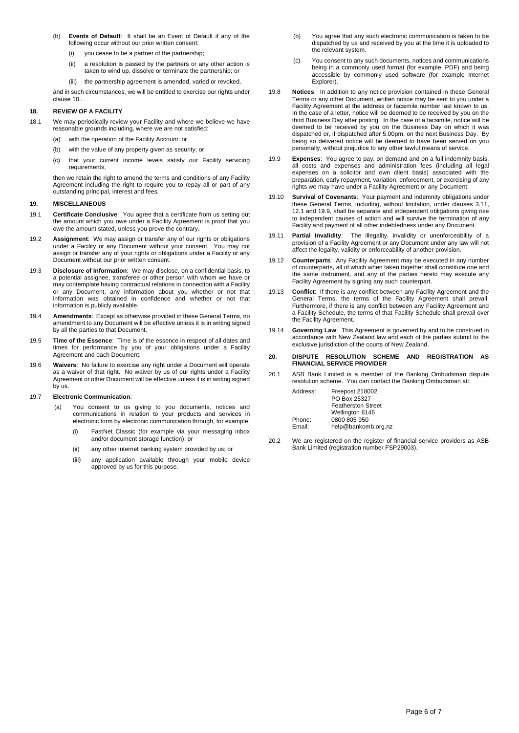(b) **Events of Default**: It shall be an Event of Default if any of the following occur without our prior written consent:

   (i) you cease to be a partner of the partnership;

   (ii) a resolution is passed by the partners or any other action is taken to wind up, dissolve or terminate the partnership; or

   (iii) the partnership agreement is amended, varied or revoked.

and in such circumstances, we will be entitled to exercise our rights under clause 10..

## 18. REVIEW OF A FACILITY

18.1 We may periodically review your Facility and where we believe we have reasonable grounds including, where we are not satisfied:

(a) with the operation of the Facility Account; or

(b) with the value of any property given as security; or

(c) that your current income levels satisfy our Facility servicing requirements,

then we retain the right to amend the terms and conditions of any Facility Agreement including the right to require you to repay all or part of any outstanding principal, interest and fees.

## 19. MISCELLANEOUS

19.1 **Certificate Conclusive**: You agree that a certificate from us setting out the amount which you owe under a Facility Agreement is proof that you owe the amount stated, unless you prove the contrary.

19.2 **Assignment**: We may assign or transfer any of our rights or obligations under a Facility or any Document without your consent. You may not assign or transfer any of your rights or obligations under a Facility or any Document without our prior written consent.

19.3 **Disclosure of Information**: We may disclose, on a confidential basis, to a potential assignee, transferee or other person with whom we have or may contemplate having contractual relations in connection with a Facility or any Document, any information about you whether or not that information was obtained in confidence and whether or not that information is publicly available.

19.4 **Amendments**: Except as otherwise provided in these General Terms, no amendment to any Document will be effective unless it is in writing signed by all the parties to that Document.

19.5 **Time of the Essence**: Time is of the essence in respect of all dates and times for performance by you of your obligations under a Facility Agreement and each Document.

19.6 **Waivers**: No failure to exercise any right under a Document will operate as a waiver of that right. No waiver by us of our rights under a Facility Agreement or other Document will be effective unless it is in writing signed by us.

19.7 **Electronic Communication**:

(a) You consent to us giving to you documents, notices and communications in relation to your products and services in electronic form by electronic communication through, for example:

   (i) FastNet Classic (for example via your messaging inbox and/or document storage function): or

   (ii) any other internet banking system provided by us; or

   (iii) any application available through your mobile device approved by us for this purpose.

(b) You agree that any such electronic communication is taken to be dispatched by us and received by you at the time it is uploaded to the relevant system.

(c) You consent to any such documents, notices and communications being in a commonly used format (for example, PDF) and being accessible by commonly used software (for example Internet Explorer).

19.8 **Notices**: In addition to any notice provision contained in these General Terms or any other Document, written notice may be sent to you under a Facility Agreement at the address or facsimile number last known to us. In the case of a letter, notice will be deemed to be received by you on the third Business Day after posting. In the case of a facsimile, notice will be deemed to be received by you on the Business Day on which it was dispatched or, if dispatched after 5.00pm, on the next Business Day. By being so delivered notice will be deemed to have been served on you personally, without prejudice to any other lawful means of service.

19.9 **Expenses**: You agree to pay, on demand and on a full indemnity basis, all costs and expenses and administration fees (including all legal expenses on a solicitor and own client basis) associated with the preparation, early repayment, variation, enforcement, or exercising of any rights we may have under a Facility Agreement or any Document.

19.10 **Survival of Covenants**: Your payment and indemnity obligations under these General Terms, including, without limitation, under clauses 3.11, 12.1 and 19.9, shall be separate and independent obligations giving rise to independent causes of action and will survive the termination of any Facility and payment of all other indebtedness under any Document.

19.11 **Partial Invalidity**: The illegality, invalidity or unenforceability of a provision of a Facility Agreement or any Document under any law will not affect the legality, validity or enforceability of another provision.

19.12 **Counterparts**: Any Facility Agreement may be executed in any number of counterparts, all of which when taken together shall constitute one and the same instrument, and any of the parties hereto may execute any Facility Agreement by signing any such counterpart.

19.13 **Conflict**: If there is any conflict between any Facility Agreement and the General Terms, the terms of the Facility Agreement shall prevail. Furthermore, if there is any conflict between any Facility Agreement and a Facility Schedule, the terms of that Facility Schedule shall prevail over the Facility Agreement.

19.14 **Governing Law**: This Agreement is governed by and to be construed in accordance with New Zealand law and each of the parties submit to the exclusive jurisdiction of the courts of New Zealand.

## 20. DISPUTE RESOLUTION SCHEME AND REGISTRATION AS FINANCIAL SERVICE PROVIDER

20.1 ASB Bank Limited is a member of the Banking Ombudsman dispute resolution scheme. You can contact the Banking Ombudsman at:

Address: Freepost 218002
PO Box 25327
Featherston Street
Wellington 6146
Phone: 0800 805 950
Email: help@bankomb.org.nz

20.2 We are registered on the register of financial service providers as ASB Bank Limited (registration number FSP29003).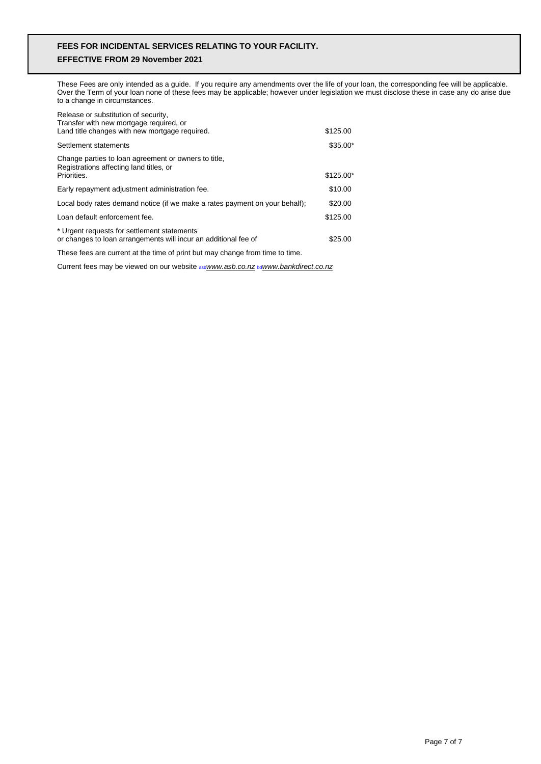## FEES FOR INCIDENTAL SERVICES RELATING TO YOUR FACILITY.

**EFFECTIVE FROM 29 November 2021**

These Fees are only intended as a guide. If you require any amendments over the life of your loan, the corresponding fee will be applicable. Over the Term of your loan none of these fees may be applicable; however under legislation we must disclose these in case any do arise due to a change in circumstances.

| | |
|---|---|
| Release or substitution of security,<br>Transfer with new mortgage required, or<br>Land title changes with new mortgage required. | $125.00 |
| Settlement statements | $35.00* |
| Change parties to loan agreement or owners to title,<br>Registrations affecting land titles, or<br>Priorities. | $125.00* |
| Early repayment adjustment administration fee. | $10.00 |
| Local body rates demand notice (if we make a rates payment on your behalf); | $20.00 |
| Loan default enforcement fee. | $125.00 |
| * Urgent requests for settlement statements<br>or changes to loan arrangements will incur an additional fee of | $25.00 |

These fees are current at the time of print but may change from time to time.

Current fees may be viewed on our website asb*www.asb.co.nz* bd*www.bankdirect.co.nz*